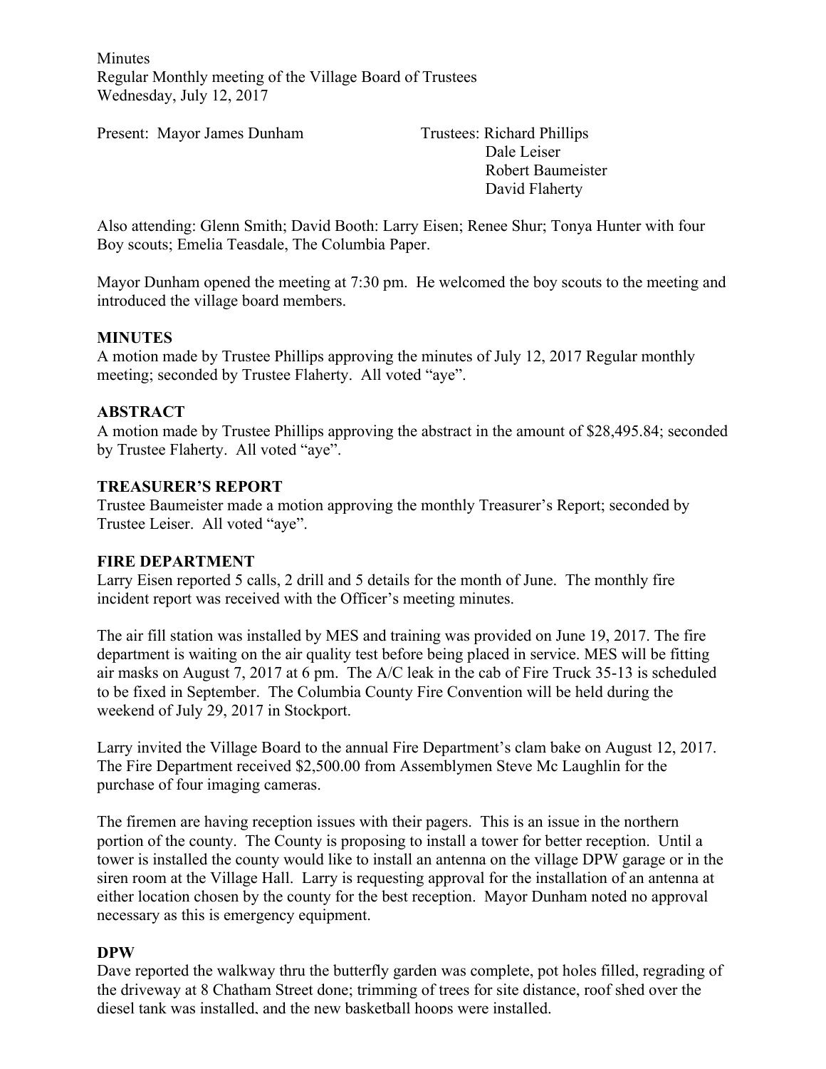Minutes
Regular Monthly meeting of the Village Board of Trustees
Wednesday, July 12, 2017

Present: Mayor James Dunham

Trustees: Richard Phillips
Dale Leiser
Robert Baumeister
David Flaherty

Also attending: Glenn Smith; David Booth: Larry Eisen; Renee Shur; Tonya Hunter with four Boy scouts; Emelia Teasdale, The Columbia Paper.

Mayor Dunham opened the meeting at 7:30 pm. He welcomed the boy scouts to the meeting and introduced the village board members.

**MINUTES**
A motion made by Trustee Phillips approving the minutes of July 12, 2017 Regular monthly meeting; seconded by Trustee Flaherty. All voted "aye".

**ABSTRACT**
A motion made by Trustee Phillips approving the abstract in the amount of $28,495.84; seconded by Trustee Flaherty. All voted "aye".

**TREASURER'S REPORT**
Trustee Baumeister made a motion approving the monthly Treasurer's Report; seconded by Trustee Leiser. All voted "aye".

**FIRE DEPARTMENT**
Larry Eisen reported 5 calls, 2 drill and 5 details for the month of June. The monthly fire incident report was received with the Officer's meeting minutes.

The air fill station was installed by MES and training was provided on June 19, 2017. The fire department is waiting on the air quality test before being placed in service. MES will be fitting air masks on August 7, 2017 at 6 pm. The A/C leak in the cab of Fire Truck 35-13 is scheduled to be fixed in September. The Columbia County Fire Convention will be held during the weekend of July 29, 2017 in Stockport.

Larry invited the Village Board to the annual Fire Department's clam bake on August 12, 2017. The Fire Department received $2,500.00 from Assemblymen Steve Mc Laughlin for the purchase of four imaging cameras.

The firemen are having reception issues with their pagers. This is an issue in the northern portion of the county. The County is proposing to install a tower for better reception. Until a tower is installed the county would like to install an antenna on the village DPW garage or in the siren room at the Village Hall. Larry is requesting approval for the installation of an antenna at either location chosen by the county for the best reception. Mayor Dunham noted no approval necessary as this is emergency equipment.

**DPW**
Dave reported the walkway thru the butterfly garden was complete, pot holes filled, regrading of the driveway at 8 Chatham Street done; trimming of trees for site distance, roof shed over the diesel tank was installed, and the new basketball hoops were installed.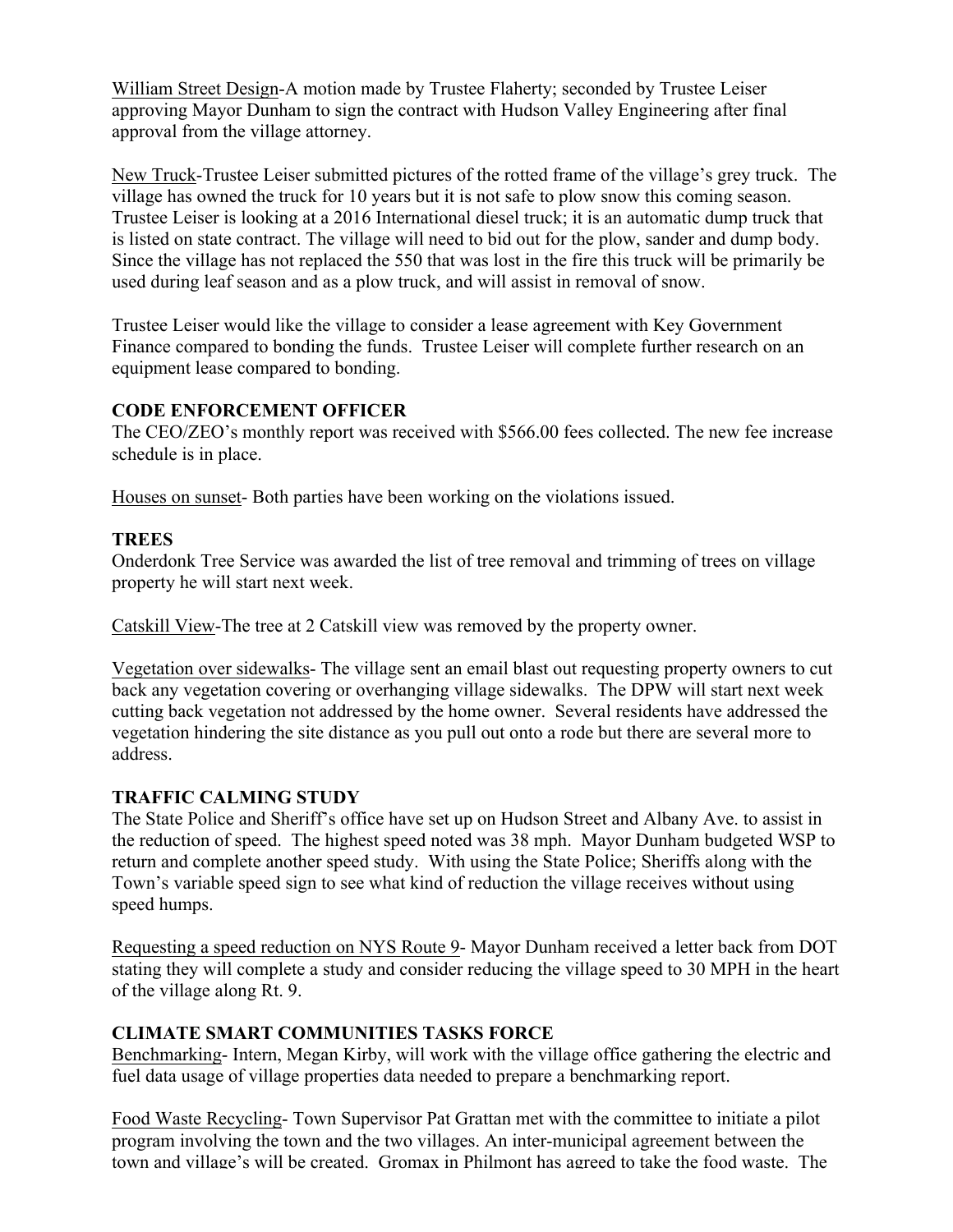William Street Design-A motion made by Trustee Flaherty; seconded by Trustee Leiser approving Mayor Dunham to sign the contract with Hudson Valley Engineering after final approval from the village attorney.

New Truck-Trustee Leiser submitted pictures of the rotted frame of the village's grey truck. The village has owned the truck for 10 years but it is not safe to plow snow this coming season. Trustee Leiser is looking at a 2016 International diesel truck; it is an automatic dump truck that is listed on state contract. The village will need to bid out for the plow, sander and dump body. Since the village has not replaced the 550 that was lost in the fire this truck will be primarily be used during leaf season and as a plow truck, and will assist in removal of snow.

Trustee Leiser would like the village to consider a lease agreement with Key Government Finance compared to bonding the funds. Trustee Leiser will complete further research on an equipment lease compared to bonding.

**CODE ENFORCEMENT OFFICER**

The CEO/ZEO's monthly report was received with $566.00 fees collected. The new fee increase schedule is in place.

Houses on sunset- Both parties have been working on the violations issued.

**TREES**

Onderdonk Tree Service was awarded the list of tree removal and trimming of trees on village property he will start next week.

Catskill View-The tree at 2 Catskill view was removed by the property owner.

Vegetation over sidewalks- The village sent an email blast out requesting property owners to cut back any vegetation covering or overhanging village sidewalks. The DPW will start next week cutting back vegetation not addressed by the home owner. Several residents have addressed the vegetation hindering the site distance as you pull out onto a rode but there are several more to address.

**TRAFFIC CALMING STUDY**

The State Police and Sheriff's office have set up on Hudson Street and Albany Ave. to assist in the reduction of speed. The highest speed noted was 38 mph. Mayor Dunham budgeted WSP to return and complete another speed study. With using the State Police; Sheriffs along with the Town's variable speed sign to see what kind of reduction the village receives without using speed humps.

Requesting a speed reduction on NYS Route 9- Mayor Dunham received a letter back from DOT stating they will complete a study and consider reducing the village speed to 30 MPH in the heart of the village along Rt. 9.

**CLIMATE SMART COMMUNITIES TASKS FORCE**

Benchmarking- Intern, Megan Kirby, will work with the village office gathering the electric and fuel data usage of village properties data needed to prepare a benchmarking report.

Food Waste Recycling- Town Supervisor Pat Grattan met with the committee to initiate a pilot program involving the town and the two villages. An inter-municipal agreement between the town and village's will be created. Gromax in Philmont has agreed to take the food waste. The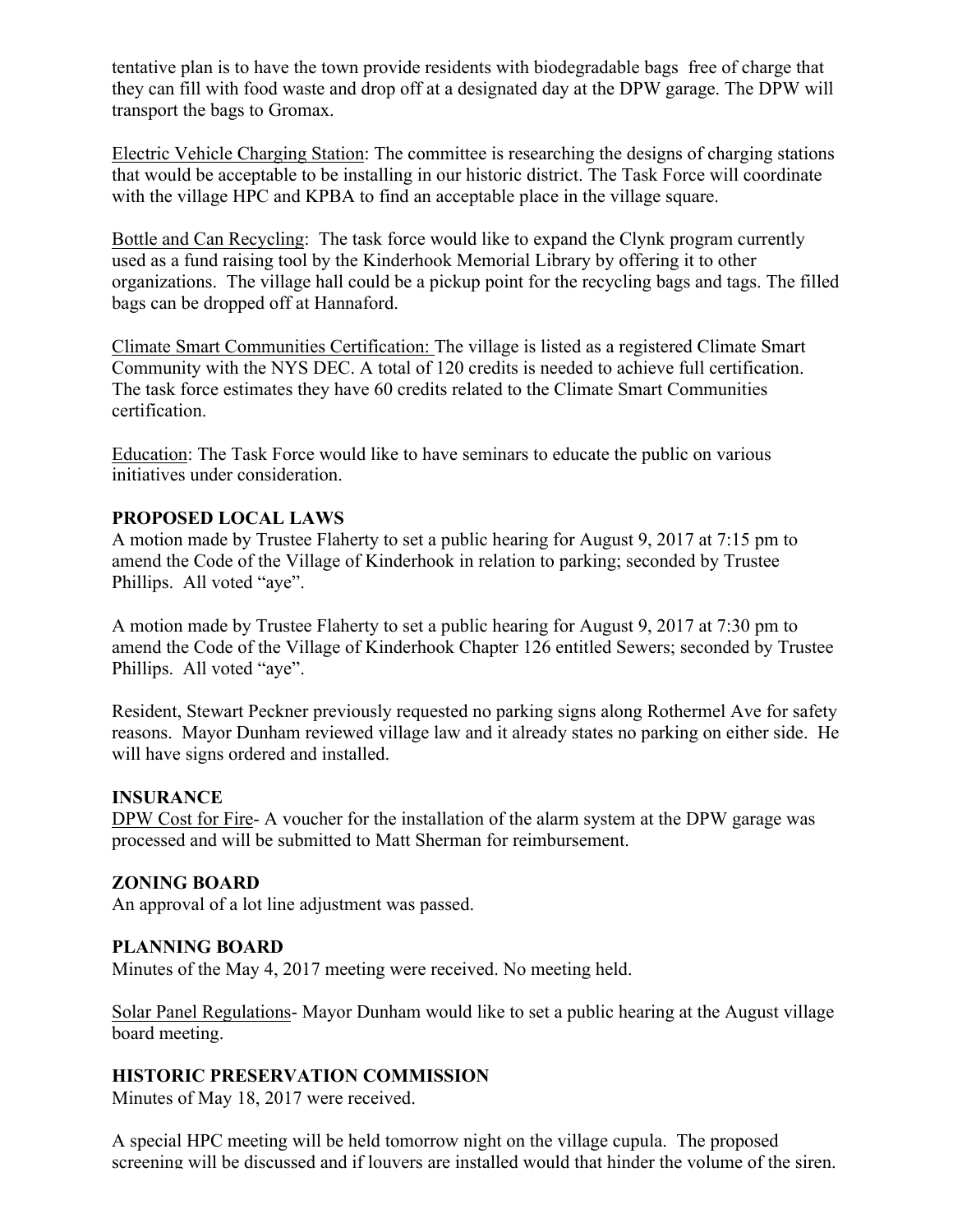tentative plan is to have the town provide residents with biodegradable bags free of charge that they can fill with food waste and drop off at a designated day at the DPW garage. The DPW will transport the bags to Gromax.

<u>Electric Vehicle Charging Station</u>: The committee is researching the designs of charging stations that would be acceptable to be installing in our historic district. The Task Force will coordinate with the village HPC and KPBA to find an acceptable place in the village square.

<u>Bottle and Can Recycling</u>: The task force would like to expand the Clynk program currently used as a fund raising tool by the Kinderhook Memorial Library by offering it to other organizations. The village hall could be a pickup point for the recycling bags and tags. The filled bags can be dropped off at Hannaford.

<u>Climate Smart Communities Certification:</u> The village is listed as a registered Climate Smart Community with the NYS DEC. A total of 120 credits is needed to achieve full certification. The task force estimates they have 60 credits related to the Climate Smart Communities certification.

<u>Education</u>: The Task Force would like to have seminars to educate the public on various initiatives under consideration.

**PROPOSED LOCAL LAWS**

A motion made by Trustee Flaherty to set a public hearing for August 9, 2017 at 7:15 pm to amend the Code of the Village of Kinderhook in relation to parking; seconded by Trustee Phillips. All voted "aye".

A motion made by Trustee Flaherty to set a public hearing for August 9, 2017 at 7:30 pm to amend the Code of the Village of Kinderhook Chapter 126 entitled Sewers; seconded by Trustee Phillips. All voted "aye".

Resident, Stewart Peckner previously requested no parking signs along Rothermel Ave for safety reasons. Mayor Dunham reviewed village law and it already states no parking on either side. He will have signs ordered and installed.

**INSURANCE**

<u>DPW Cost for Fire</u>- A voucher for the installation of the alarm system at the DPW garage was processed and will be submitted to Matt Sherman for reimbursement.

**ZONING BOARD**

An approval of a lot line adjustment was passed.

**PLANNING BOARD**

Minutes of the May 4, 2017 meeting were received. No meeting held.

<u>Solar Panel Regulations</u>- Mayor Dunham would like to set a public hearing at the August village board meeting.

**HISTORIC PRESERVATION COMMISSION**

Minutes of May 18, 2017 were received.

A special HPC meeting will be held tomorrow night on the village cupula. The proposed screening will be discussed and if louvers are installed would that hinder the volume of the siren.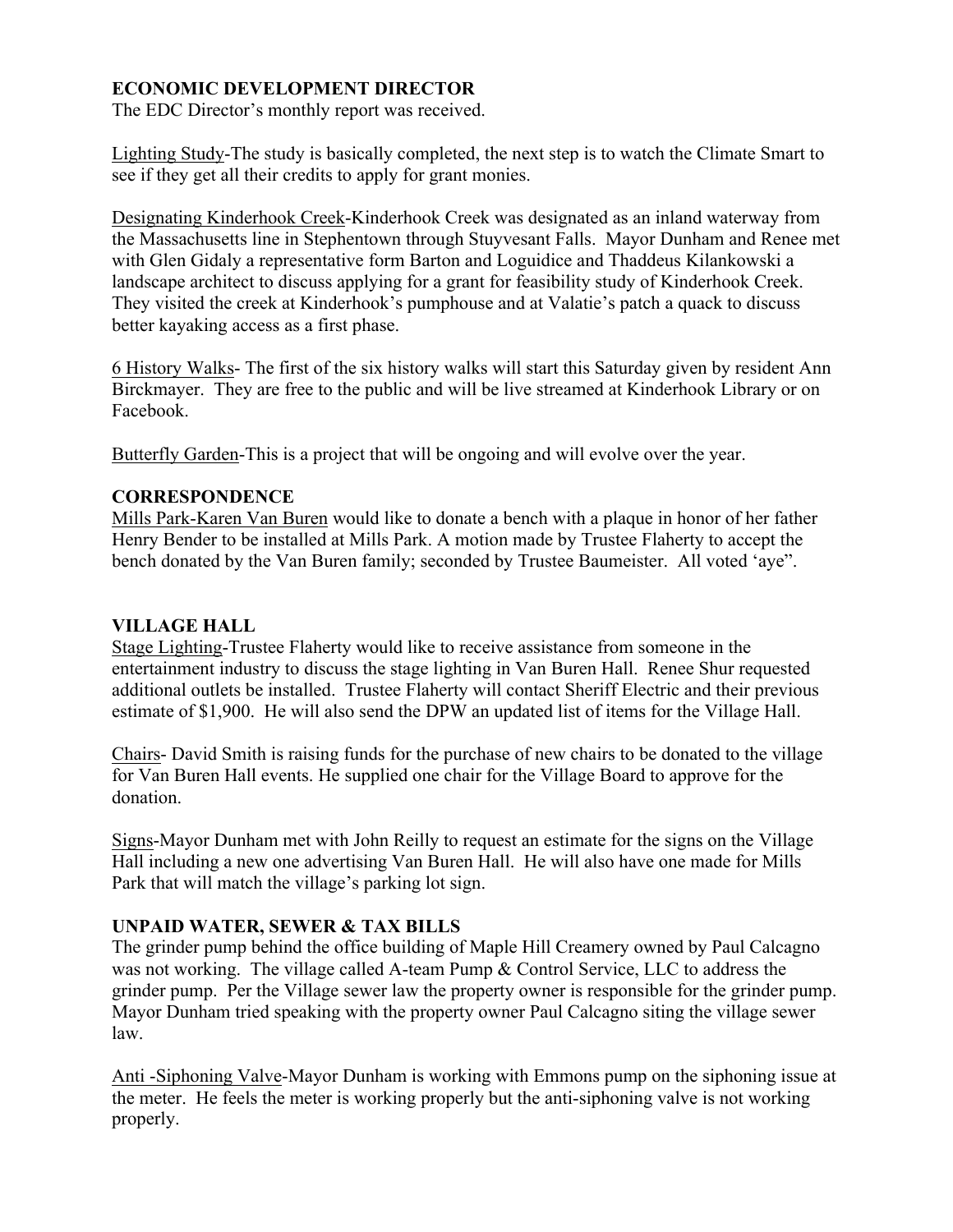## ECONOMIC DEVELOPMENT DIRECTOR

The EDC Director's monthly report was received.

Lighting Study-The study is basically completed, the next step is to watch the Climate Smart to see if they get all their credits to apply for grant monies.

Designating Kinderhook Creek-Kinderhook Creek was designated as an inland waterway from the Massachusetts line in Stephentown through Stuyvesant Falls. Mayor Dunham and Renee met with Glen Gidaly a representative form Barton and Loguidice and Thaddeus Kilankowski a landscape architect to discuss applying for a grant for feasibility study of Kinderhook Creek. They visited the creek at Kinderhook's pumphouse and at Valatie's patch a quack to discuss better kayaking access as a first phase.

6 History Walks- The first of the six history walks will start this Saturday given by resident Ann Birckmayer. They are free to the public and will be live streamed at Kinderhook Library or on Facebook.

Butterfly Garden-This is a project that will be ongoing and will evolve over the year.

## CORRESPONDENCE

Mills Park-Karen Van Buren would like to donate a bench with a plaque in honor of her father Henry Bender to be installed at Mills Park. A motion made by Trustee Flaherty to accept the bench donated by the Van Buren family; seconded by Trustee Baumeister. All voted 'aye".

## VILLAGE HALL

Stage Lighting-Trustee Flaherty would like to receive assistance from someone in the entertainment industry to discuss the stage lighting in Van Buren Hall. Renee Shur requested additional outlets be installed. Trustee Flaherty will contact Sheriff Electric and their previous estimate of $1,900. He will also send the DPW an updated list of items for the Village Hall.

Chairs- David Smith is raising funds for the purchase of new chairs to be donated to the village for Van Buren Hall events. He supplied one chair for the Village Board to approve for the donation.

Signs-Mayor Dunham met with John Reilly to request an estimate for the signs on the Village Hall including a new one advertising Van Buren Hall. He will also have one made for Mills Park that will match the village's parking lot sign.

## UNPAID WATER, SEWER & TAX BILLS

The grinder pump behind the office building of Maple Hill Creamery owned by Paul Calcagno was not working. The village called A-team Pump & Control Service, LLC to address the grinder pump. Per the Village sewer law the property owner is responsible for the grinder pump. Mayor Dunham tried speaking with the property owner Paul Calcagno siting the village sewer law.

Anti -Siphoning Valve-Mayor Dunham is working with Emmons pump on the siphoning issue at the meter. He feels the meter is working properly but the anti-siphoning valve is not working properly.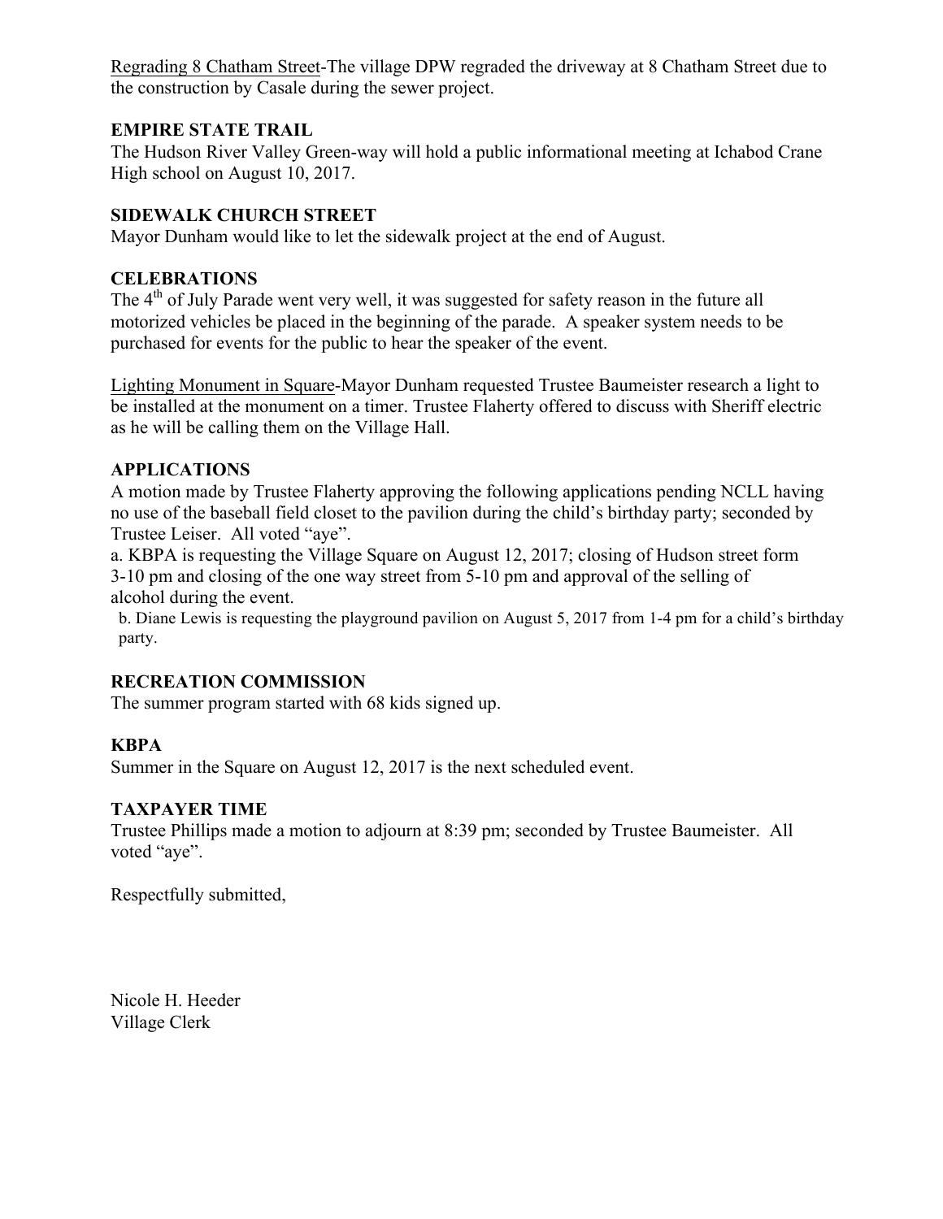Regrading 8 Chatham Street-The village DPW regraded the driveway at 8 Chatham Street due to the construction by Casale during the sewer project.

**EMPIRE STATE TRAIL**

The Hudson River Valley Green-way will hold a public informational meeting at Ichabod Crane High school on August 10, 2017.

**SIDEWALK CHURCH STREET**

Mayor Dunham would like to let the sidewalk project at the end of August.

**CELEBRATIONS**

The 4th of July Parade went very well, it was suggested for safety reason in the future all motorized vehicles be placed in the beginning of the parade. A speaker system needs to be purchased for events for the public to hear the speaker of the event.

Lighting Monument in Square-Mayor Dunham requested Trustee Baumeister research a light to be installed at the monument on a timer. Trustee Flaherty offered to discuss with Sheriff electric as he will be calling them on the Village Hall.

**APPLICATIONS**

A motion made by Trustee Flaherty approving the following applications pending NCLL having no use of the baseball field closet to the pavilion during the child's birthday party; seconded by Trustee Leiser. All voted "aye".

a. KBPA is requesting the Village Square on August 12, 2017; closing of Hudson street form 3-10 pm and closing of the one way street from 5-10 pm and approval of the selling of alcohol during the event.

b. Diane Lewis is requesting the playground pavilion on August 5, 2017 from 1-4 pm for a child's birthday party.

**RECREATION COMMISSION**

The summer program started with 68 kids signed up.

**KBPA**

Summer in the Square on August 12, 2017 is the next scheduled event.

**TAXPAYER TIME**

Trustee Phillips made a motion to adjourn at 8:39 pm; seconded by Trustee Baumeister. All voted "aye".

Respectfully submitted,

Nicole H. Heeder
Village Clerk